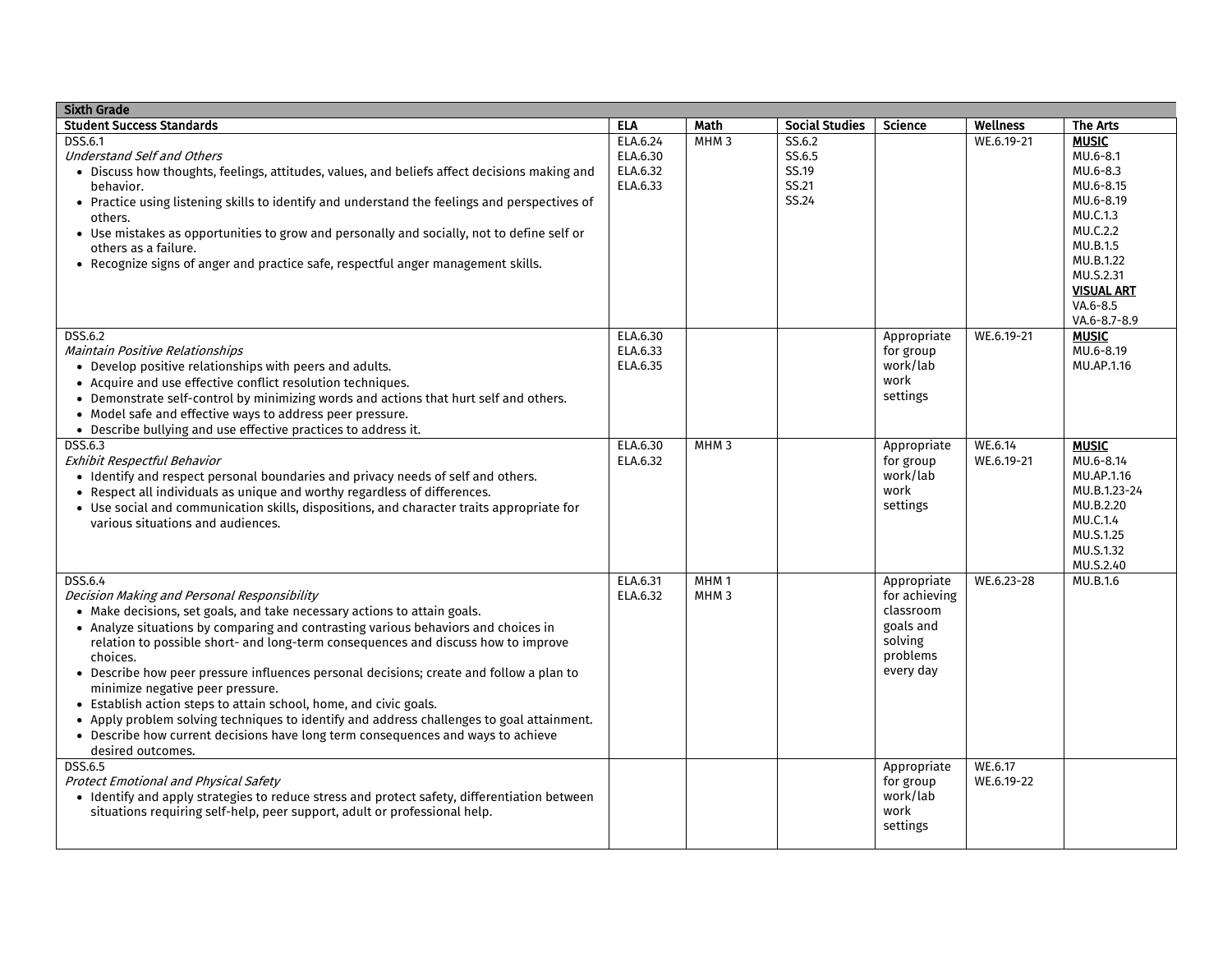| Sixth Grade | | | | | | |
|---|---|---|---|---|---|---|
| **Student Success Standards** | **ELA** | **Math** | **Social Studies** | **Science** | **Wellness** | **The Arts** |
| DSS.6.1<br>*Understand Self and Others*<br>• Discuss how thoughts, feelings, attitudes, values, and beliefs affect decisions making and behavior.<br>• Practice using listening skills to identify and understand the feelings and perspectives of others.<br>• Use mistakes as opportunities to grow and personally and socially, not to define self or others as a failure.<br>• Recognize signs of anger and practice safe, respectful anger management skills. | ELA.6.24<br>ELA.6.30<br>ELA.6.32<br>ELA.6.33 | MHM 3 | SS.6.2<br>SS.6.5<br>SS.19<br>SS.21<br>SS.24 | | WE.6.19-21 | **MUSIC**<br>MU.6-8.1<br>MU.6-8.3<br>MU.6-8.15<br>MU.6-8.19<br>MU.C.1.3<br>MU.C.2.2<br>MU.B.1.5<br>MU.B.1.22<br>MU.S.2.31<br>**VISUAL ART**<br>VA.6-8.5<br>VA.6-8.7-8.9 |
| DSS.6.2<br>*Maintain Positive Relationships*<br>• Develop positive relationships with peers and adults.<br>• Acquire and use effective conflict resolution techniques.<br>• Demonstrate self-control by minimizing words and actions that hurt self and others.<br>• Model safe and effective ways to address peer pressure.<br>• Describe bullying and use effective practices to address it. | ELA.6.30<br>ELA.6.33<br>ELA.6.35 | | | Appropriate for group work/lab work settings | WE.6.19-21 | **MUSIC**<br>MU.6-8.19<br>MU.AP.1.16 |
| DSS.6.3<br>*Exhibit Respectful Behavior*<br>• Identify and respect personal boundaries and privacy needs of self and others.<br>• Respect all individuals as unique and worthy regardless of differences.<br>• Use social and communication skills, dispositions, and character traits appropriate for various situations and audiences. | ELA.6.30<br>ELA.6.32 | MHM 3 | | Appropriate for group work/lab work settings | WE.6.14<br>WE.6.19-21 | **MUSIC**<br>MU.6-8.14<br>MU.AP.1.16<br>MU.B.1.23-24<br>MU.B.2.20<br>MU.C.1.4<br>MU.S.1.25<br>MU.S.1.32<br>MU.S.2.40 |
| DSS.6.4<br>*Decision Making and Personal Responsibility*<br>• Make decisions, set goals, and take necessary actions to attain goals.<br>• Analyze situations by comparing and contrasting various behaviors and choices in relation to possible short- and long-term consequences and discuss how to improve choices.<br>• Describe how peer pressure influences personal decisions; create and follow a plan to minimize negative peer pressure.<br>• Establish action steps to attain school, home, and civic goals.<br>• Apply problem solving techniques to identify and address challenges to goal attainment.<br>• Describe how current decisions have long term consequences and ways to achieve desired outcomes. | ELA.6.31<br>ELA.6.32 | MHM 1<br>MHM 3 | | Appropriate for achieving classroom goals and solving problems every day | WE.6.23-28 | MU.B.1.6 |
| DSS.6.5<br>*Protect Emotional and Physical Safety*<br>• Identify and apply strategies to reduce stress and protect safety, differentiation between situations requiring self-help, peer support, adult or professional help. | | | | Appropriate for group work/lab work settings | WE.6.17<br>WE.6.19-22 | |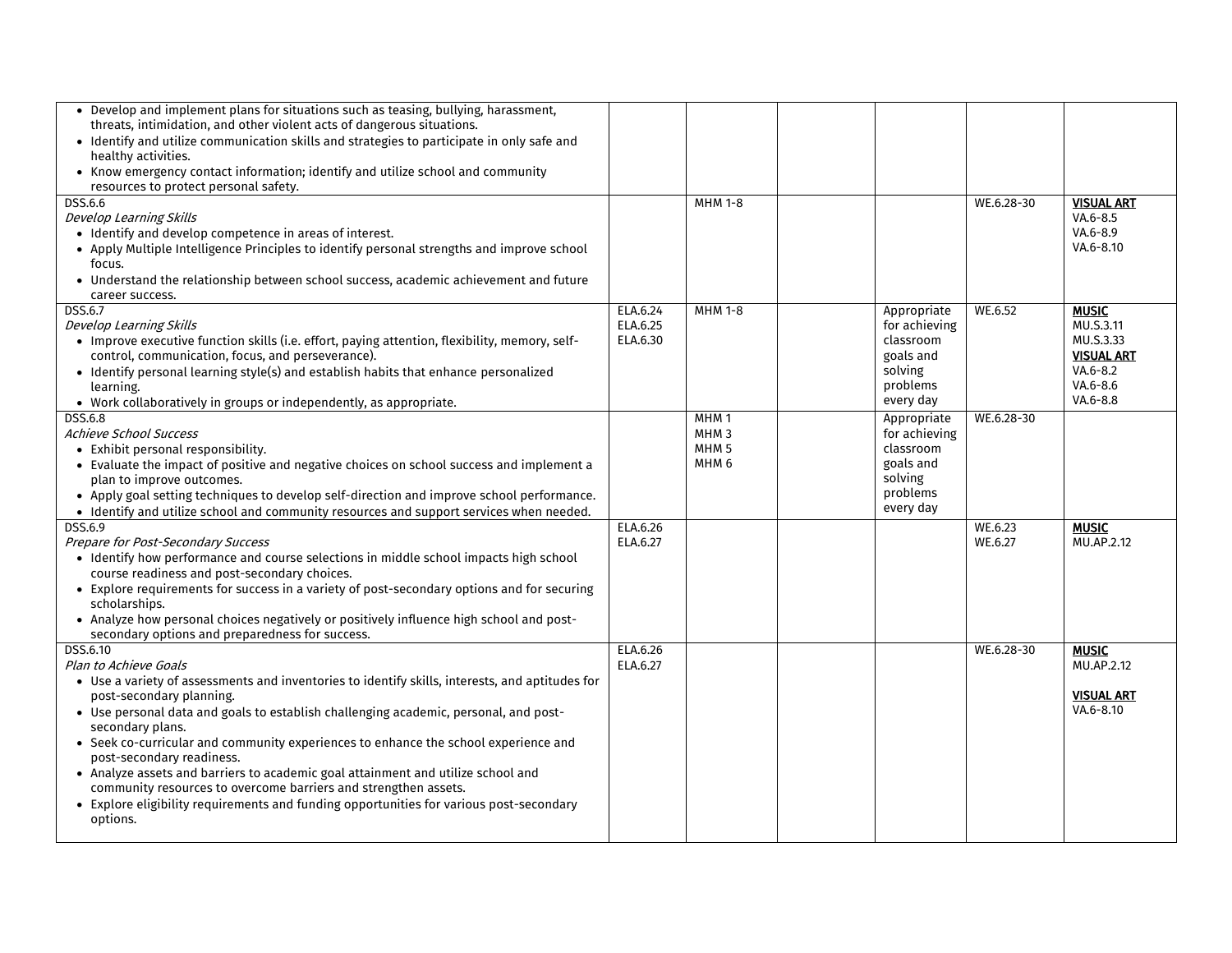| | | | | | | |
|---|---|---|---|---|---|---|
| • Develop and implement plans for situations such as teasing, bullying, harassment, threats, intimidation, and other violent acts of dangerous situations.<br>• Identify and utilize communication skills and strategies to participate in only safe and healthy activities.<br>• Know emergency contact information; identify and utilize school and community resources to protect personal safety. | | | | | | |
| DSS.6.6<br>*Develop Learning Skills*<br>• Identify and develop competence in areas of interest.<br>• Apply Multiple Intelligence Principles to identify personal strengths and improve school focus.<br>• Understand the relationship between school success, academic achievement and future career success. | | MHM 1-8 | | | WE.6.28-30 | **VISUAL ART**<br>VA.6-8.5<br>VA.6-8.9<br>VA.6-8.10 |
| DSS.6.7<br>*Develop Learning Skills*<br>• Improve executive function skills (i.e. effort, paying attention, flexibility, memory, self-control, communication, focus, and perseverance).<br>• Identify personal learning style(s) and establish habits that enhance personalized learning.<br>• Work collaboratively in groups or independently, as appropriate. | ELA.6.24<br>ELA.6.25<br>ELA.6.30 | MHM 1-8 | | Appropriate for achieving classroom goals and solving problems every day | WE.6.52 | **MUSIC**<br>MU.S.3.11<br>MU.S.3.33<br>**VISUAL ART**<br>VA.6-8.2<br>VA.6-8.6<br>VA.6-8.8 |
| DSS.6.8<br>*Achieve School Success*<br>• Exhibit personal responsibility.<br>• Evaluate the impact of positive and negative choices on school success and implement a plan to improve outcomes.<br>• Apply goal setting techniques to develop self-direction and improve school performance.<br>• Identify and utilize school and community resources and support services when needed. | | MHM 1<br>MHM 3<br>MHM 5<br>MHM 6 | | Appropriate for achieving classroom goals and solving problems every day | WE.6.28-30 | |
| DSS.6.9<br>*Prepare for Post-Secondary Success*<br>• Identify how performance and course selections in middle school impacts high school course readiness and post-secondary choices.<br>• Explore requirements for success in a variety of post-secondary options and for securing scholarships.<br>• Analyze how personal choices negatively or positively influence high school and post-secondary options and preparedness for success. | ELA.6.26<br>ELA.6.27 | | | | WE.6.23<br>WE.6.27 | **MUSIC**<br>MU.AP.2.12 |
| DSS.6.10<br>*Plan to Achieve Goals*<br>• Use a variety of assessments and inventories to identify skills, interests, and aptitudes for post-secondary planning.<br>• Use personal data and goals to establish challenging academic, personal, and post-secondary plans.<br>• Seek co-curricular and community experiences to enhance the school experience and post-secondary readiness.<br>• Analyze assets and barriers to academic goal attainment and utilize school and community resources to overcome barriers and strengthen assets.<br>• Explore eligibility requirements and funding opportunities for various post-secondary options. | ELA.6.26<br>ELA.6.27 | | | | WE.6.28-30 | **MUSIC**<br>MU.AP.2.12<br><br>**VISUAL ART**<br>VA.6-8.10 |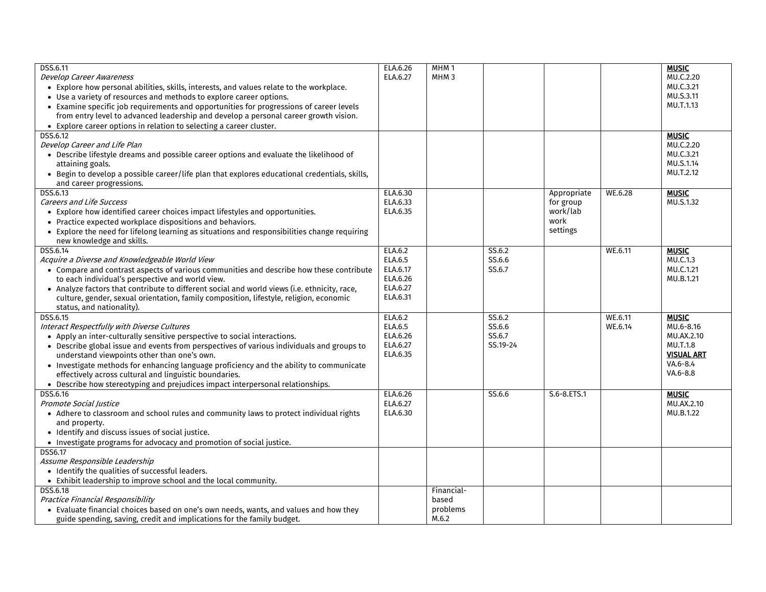| | | | | | | |
|---|---|---|---|---|---|---|
| DSS.6.11<br>*Develop Career Awareness*<br>• Explore how personal abilities, skills, interests, and values relate to the workplace.<br>• Use a variety of resources and methods to explore career options.<br>• Examine specific job requirements and opportunities for progressions of career levels from entry level to advanced leadership and develop a personal career growth vision.<br>• Explore career options in relation to selecting a career cluster. | ELA.6.26<br>ELA.6.27 | MHM 1<br>MHM 3 | | | | **MUSIC**<br>MU.C.2.20<br>MU.C.3.21<br>MU.S.3.11<br>MU.T.1.13 |
| DSS.6.12<br>*Develop Career and Life Plan*<br>• Describe lifestyle dreams and possible career options and evaluate the likelihood of attaining goals.<br>• Begin to develop a possible career/life plan that explores educational credentials, skills, and career progressions. | | | | | | **MUSIC**<br>MU.C.2.20<br>MU.C.3.21<br>MU.S.1.14<br>MU.T.2.12 |
| DSS.6.13<br>*Careers and Life Success*<br>• Explore how identified career choices impact lifestyles and opportunities.<br>• Practice expected workplace dispositions and behaviors.<br>• Explore the need for lifelong learning as situations and responsibilities change requiring new knowledge and skills. | ELA.6.30<br>ELA.6.33<br>ELA.6.35 | | | Appropriate for group work/lab work settings | WE.6.28 | **MUSIC**<br>MU.S.1.32 |
| DSS.6.14<br>*Acquire a Diverse and Knowledgeable World View*<br>• Compare and contrast aspects of various communities and describe how these contribute to each individual's perspective and world view.<br>• Analyze factors that contribute to different social and world views (i.e. ethnicity, race, culture, gender, sexual orientation, family composition, lifestyle, religion, economic status, and nationality). | ELA.6.2<br>ELA.6.5<br>ELA.6.17<br>ELA.6.26<br>ELA.6.27<br>ELA.6.31 | | SS.6.2<br>SS.6.6<br>SS.6.7 | | WE.6.11 | **MUSIC**<br>MU.C.1.3<br>MU.C.1.21<br>MU.B.1.21 |
| DSS.6.15<br>*Interact Respectfully with Diverse Cultures*<br>• Apply an inter-culturally sensitive perspective to social interactions.<br>• Describe global issue and events from perspectives of various individuals and groups to understand viewpoints other than one's own.<br>• Investigate methods for enhancing language proficiency and the ability to communicate effectively across cultural and linguistic boundaries.<br>• Describe how stereotyping and prejudices impact interpersonal relationships. | ELA.6.2<br>ELA.6.5<br>ELA.6.26<br>ELA.6.27<br>ELA.6.35 | | SS.6.2<br>SS.6.6<br>SS.6.7<br>SS.19-24 | | WE.6.11<br>WE.6.14 | **MUSIC**<br>MU.6-8.16<br>MU.AX.2.10<br>MU.T.1.8<br>**VISUAL ART**<br>VA.6-8.4<br>VA.6-8.8 |
| DSS.6.16<br>*Promote Social Justice*<br>• Adhere to classroom and school rules and community laws to protect individual rights and property.<br>• Identify and discuss issues of social justice.<br>• Investigate programs for advocacy and promotion of social justice. | ELA.6.26<br>ELA.6.27<br>ELA.6.30 | | SS.6.6 | S.6-8.ETS.1 | | **MUSIC**<br>MU.AX.2.10<br>MU.B.1.22 |
| DSS6.17<br>*Assume Responsible Leadership*<br>• Identify the qualities of successful leaders.<br>• Exhibit leadership to improve school and the local community. | | | | | | |
| DSS.6.18<br>*Practice Financial Responsibility*<br>• Evaluate financial choices based on one's own needs, wants, and values and how they guide spending, saving, credit and implications for the family budget. | | Financial-based problems M.6.2 | | | | |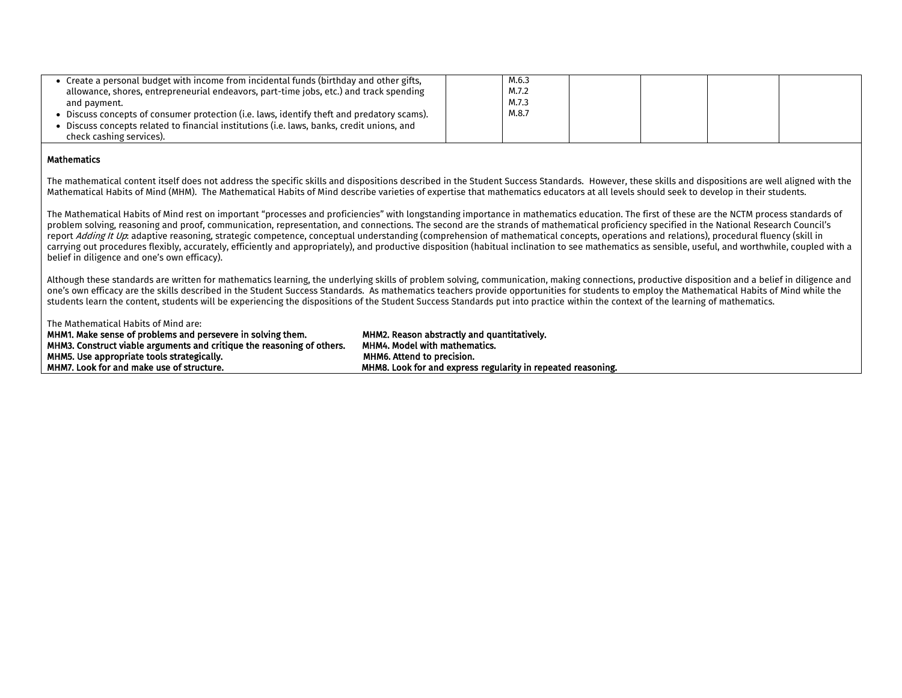| | | | | | | |
|---|---|---|---|---|---|---|
| • Create a personal budget with income from incidental funds (birthday and other gifts, allowance, shores, entrepreneurial endeavors, part-time jobs, etc.) and track spending and payment.<br>• Discuss concepts of consumer protection (i.e. laws, identify theft and predatory scams).<br>• Discuss concepts related to financial institutions (i.e. laws, banks, credit unions, and check cashing services). | | M.6.3<br>M.7.2<br>M.7.3<br>M.8.7 | | | | |

**Mathematics**

The mathematical content itself does not address the specific skills and dispositions described in the Student Success Standards. However, these skills and dispositions are well aligned with the Mathematical Habits of Mind (MHM). The Mathematical Habits of Mind describe varieties of expertise that mathematics educators at all levels should seek to develop in their students.

The Mathematical Habits of Mind rest on important "processes and proficiencies" with longstanding importance in mathematics education. The first of these are the NCTM process standards of problem solving, reasoning and proof, communication, representation, and connections. The second are the strands of mathematical proficiency specified in the National Research Council's report *Adding It Up*: adaptive reasoning, strategic competence, conceptual understanding (comprehension of mathematical concepts, operations and relations), procedural fluency (skill in carrying out procedures flexibly, accurately, efficiently and appropriately), and productive disposition (habitual inclination to see mathematics as sensible, useful, and worthwhile, coupled with a belief in diligence and one's own efficacy).

Although these standards are written for mathematics learning, the underlying skills of problem solving, communication, making connections, productive disposition and a belief in diligence and one's own efficacy are the skills described in the Student Success Standards. As mathematics teachers provide opportunities for students to employ the Mathematical Habits of Mind while the students learn the content, students will be experiencing the dispositions of the Student Success Standards put into practice within the context of the learning of mathematics.

The Mathematical Habits of Mind are:

**MHM1. Make sense of problems and persevere in solving them.**
**MHM2. Reason abstractly and quantitatively.**
**MHM3. Construct viable arguments and critique the reasoning of others.**
**MHM4. Model with mathematics.**
**MHM5. Use appropriate tools strategically.**
**MHM6. Attend to precision.**
**MHM7. Look for and make use of structure.**
**MHM8. Look for and express regularity in repeated reasoning.**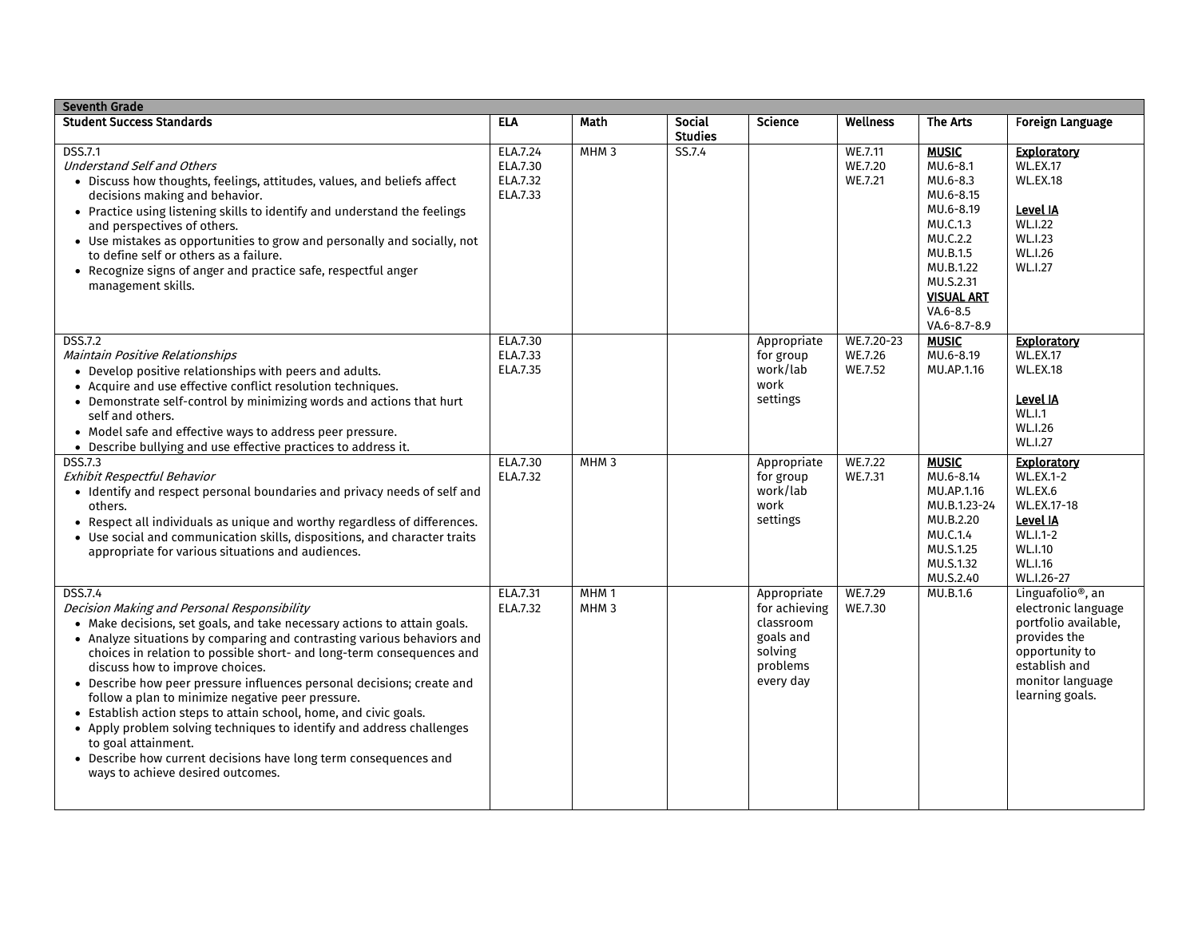| Seventh Grade | | | | | | | |
|---|---|---|---|---|---|---|---|
| **Student Success Standards** | **ELA** | **Math** | **Social Studies** | **Science** | **Wellness** | **The Arts** | **Foreign Language** |
| DSS.7.1<br>*Understand Self and Others*<br>• Discuss how thoughts, feelings, attitudes, values, and beliefs affect decisions making and behavior.<br>• Practice using listening skills to identify and understand the feelings and perspectives of others.<br>• Use mistakes as opportunities to grow and personally and socially, not to define self or others as a failure.<br>• Recognize signs of anger and practice safe, respectful anger management skills. | ELA.7.24<br>ELA.7.30<br>ELA.7.32<br>ELA.7.33 | MHM 3 | SS.7.4 | | WE.7.11<br>WE.7.20<br>WE.7.21 | **MUSIC**<br>MU.6-8.1<br>MU.6-8.3<br>MU.6-8.15<br>MU.6-8.19<br>MU.C.1.3<br>MU.C.2.2<br>MU.B.1.5<br>MU.B.1.22<br>MU.S.2.31<br>**VISUAL ART**<br>VA.6-8.5<br>VA.6-8.7-8.9 | **Exploratory**<br>WL.EX.17<br>WL.EX.18<br><br>**Level IA**<br>WL.I.22<br>WL.I.23<br>WL.I.26<br>WL.I.27 |
| DSS.7.2<br>*Maintain Positive Relationships*<br>• Develop positive relationships with peers and adults.<br>• Acquire and use effective conflict resolution techniques.<br>• Demonstrate self-control by minimizing words and actions that hurt self and others.<br>• Model safe and effective ways to address peer pressure.<br>• Describe bullying and use effective practices to address it. | ELA.7.30<br>ELA.7.33<br>ELA.7.35 | | | Appropriate for group work/lab work settings | WE.7.20-23<br>WE.7.26<br>WE.7.52 | **MUSIC**<br>MU.6-8.19<br>MU.AP.1.16 | **Exploratory**<br>WL.EX.17<br>WL.EX.18<br><br>**Level IA**<br>WL.I.1<br>WL.I.26<br>WL.I.27 |
| DSS.7.3<br>*Exhibit Respectful Behavior*<br>• Identify and respect personal boundaries and privacy needs of self and others.<br>• Respect all individuals as unique and worthy regardless of differences.<br>• Use social and communication skills, dispositions, and character traits appropriate for various situations and audiences. | ELA.7.30<br>ELA.7.32 | MHM 3 | | Appropriate for group work/lab work settings | WE.7.22<br>WE.7.31 | **MUSIC**<br>MU.6-8.14<br>MU.AP.1.16<br>MU.B.1.23-24<br>MU.B.2.20<br>MU.C.1.4<br>MU.S.1.25<br>MU.S.1.32<br>MU.S.2.40 | **Exploratory**<br>WL.EX.1-2<br>WL.EX.6<br>WL.EX.17-18<br>**Level IA**<br>WL.I.1-2<br>WL.I.10<br>WL.I.16<br>WL.I.26-27 |
| DSS.7.4<br>*Decision Making and Personal Responsibility*<br>• Make decisions, set goals, and take necessary actions to attain goals.<br>• Analyze situations by comparing and contrasting various behaviors and choices in relation to possible short- and long-term consequences and discuss how to improve choices.<br>• Describe how peer pressure influences personal decisions; create and follow a plan to minimize negative peer pressure.<br>• Establish action steps to attain school, home, and civic goals.<br>• Apply problem solving techniques to identify and address challenges to goal attainment.<br>• Describe how current decisions have long term consequences and ways to achieve desired outcomes. | ELA.7.31<br>ELA.7.32 | MHM 1<br>MHM 3 | | Appropriate for achieving classroom goals and solving problems every day | WE.7.29<br>WE.7.30 | MU.B.1.6 | Linguafolio®, an electronic language portfolio available, provides the opportunity to establish and monitor language learning goals. |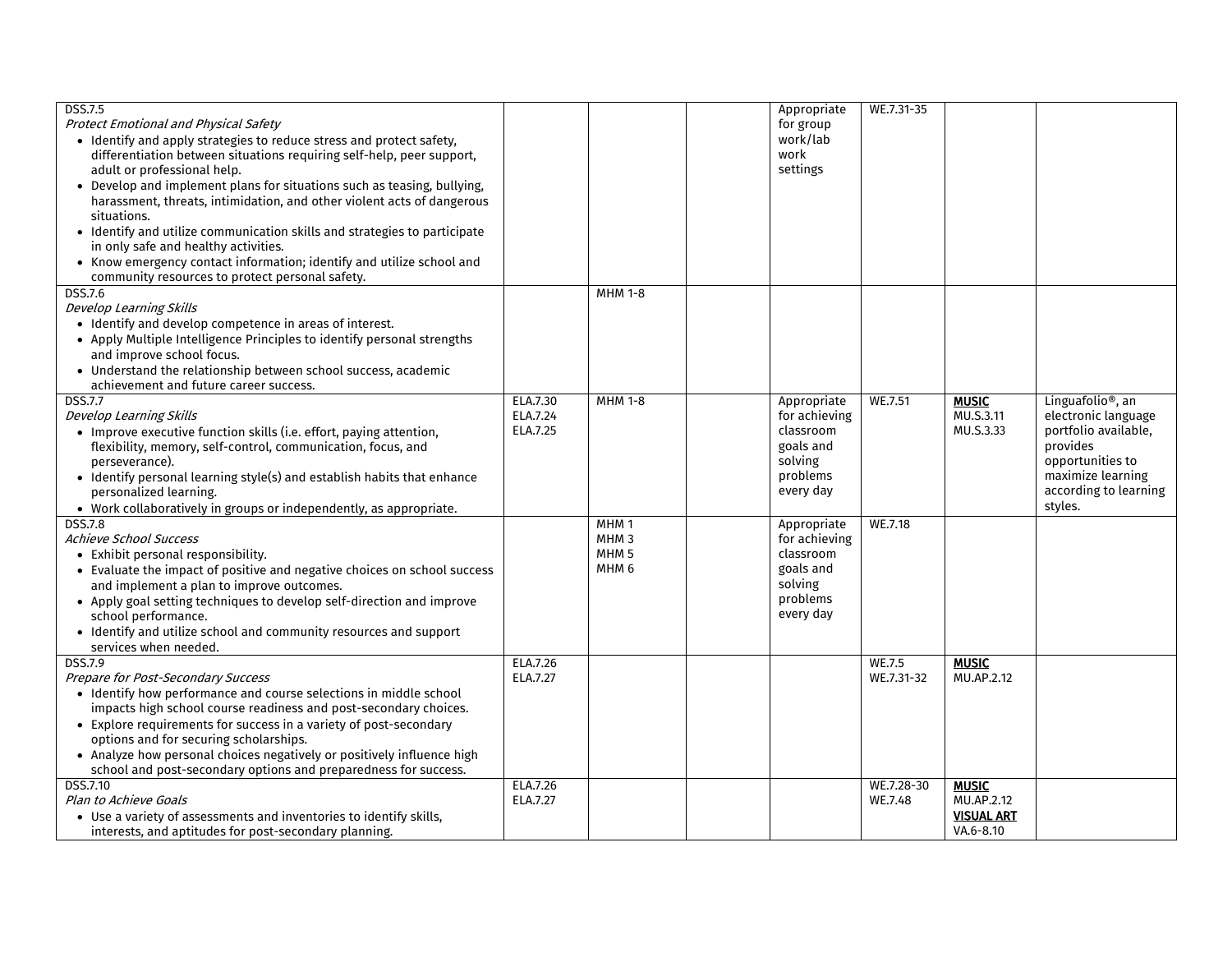| | | | | | | | |
|---|---|---|---|---|---|---|---|
| DSS.7.5<br>*Protect Emotional and Physical Safety*<br>• Identify and apply strategies to reduce stress and protect safety, differentiation between situations requiring self-help, peer support, adult or professional help.<br>• Develop and implement plans for situations such as teasing, bullying, harassment, threats, intimidation, and other violent acts of dangerous situations.<br>• Identify and utilize communication skills and strategies to participate in only safe and healthy activities.<br>• Know emergency contact information; identify and utilize school and community resources to protect personal safety. | | | | Appropriate for group work/lab work settings | WE.7.31-35 | | |
| DSS.7.6<br>*Develop Learning Skills*<br>• Identify and develop competence in areas of interest.<br>• Apply Multiple Intelligence Principles to identify personal strengths and improve school focus.<br>• Understand the relationship between school success, academic achievement and future career success. | | MHM 1-8 | | | | | |
| DSS.7.7<br>*Develop Learning Skills*<br>• Improve executive function skills (i.e. effort, paying attention, flexibility, memory, self-control, communication, focus, and perseverance).<br>• Identify personal learning style(s) and establish habits that enhance personalized learning.<br>• Work collaboratively in groups or independently, as appropriate. | ELA.7.30<br>ELA.7.24<br>ELA.7.25 | MHM 1-8 | | Appropriate for achieving classroom goals and solving problems every day | WE.7.51 | **MUSIC**<br>MU.S.3.11<br>MU.S.3.33 | Linguafolio®, an electronic language portfolio available, provides opportunities to maximize learning according to learning styles. |
| DSS.7.8<br>*Achieve School Success*<br>• Exhibit personal responsibility.<br>• Evaluate the impact of positive and negative choices on school success and implement a plan to improve outcomes.<br>• Apply goal setting techniques to develop self-direction and improve school performance.<br>• Identify and utilize school and community resources and support services when needed. | | MHM 1<br>MHM 3<br>MHM 5<br>MHM 6 | | Appropriate for achieving classroom goals and solving problems every day | WE.7.18 | | |
| DSS.7.9<br>*Prepare for Post-Secondary Success*<br>• Identify how performance and course selections in middle school impacts high school course readiness and post-secondary choices.<br>• Explore requirements for success in a variety of post-secondary options and for securing scholarships.<br>• Analyze how personal choices negatively or positively influence high school and post-secondary options and preparedness for success. | ELA.7.26<br>ELA.7.27 | | | | WE.7.5<br>WE.7.31-32 | **MUSIC**<br>MU.AP.2.12 | |
| DSS.7.10<br>*Plan to Achieve Goals*<br>• Use a variety of assessments and inventories to identify skills, interests, and aptitudes for post-secondary planning. | ELA.7.26<br>ELA.7.27 | | | | WE.7.28-30<br>WE.7.48 | **MUSIC**<br>MU.AP.2.12<br>**VISUAL ART**<br>VA.6-8.10 | |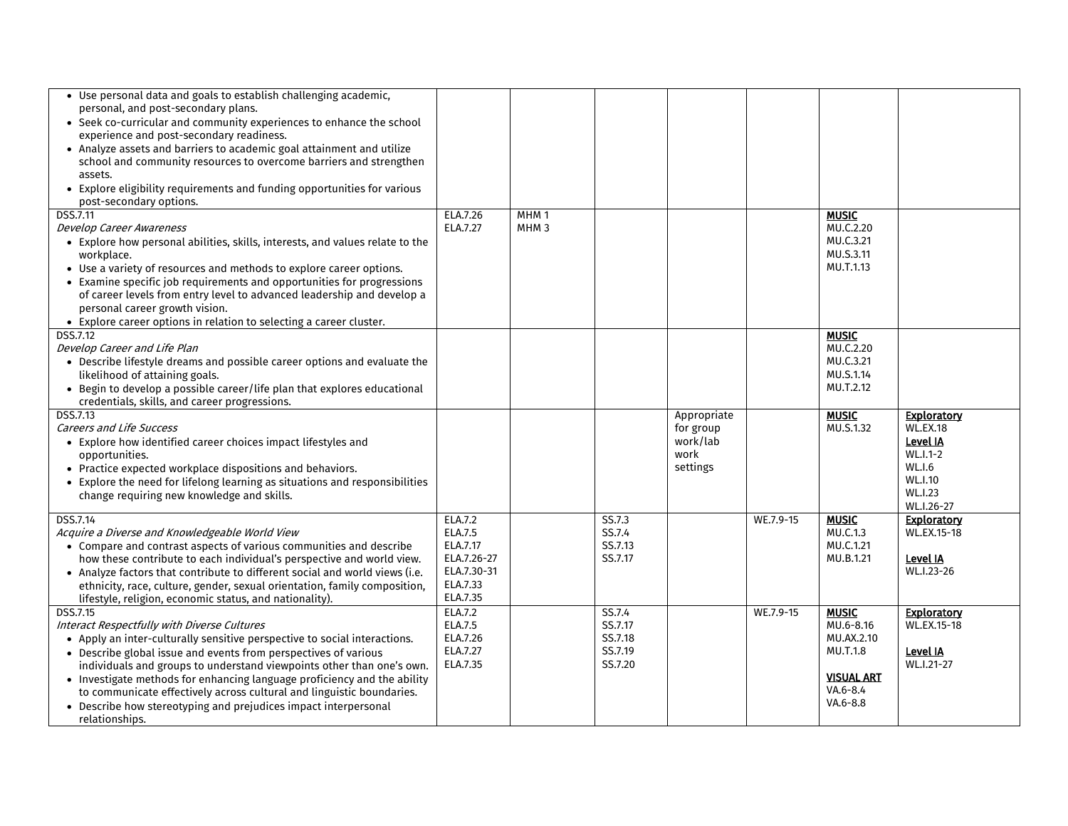| | | | | | | | |
|---|---|---|---|---|---|---|---|
| • Use personal data and goals to establish challenging academic, personal, and post-secondary plans.<br>• Seek co-curricular and community experiences to enhance the school experience and post-secondary readiness.<br>• Analyze assets and barriers to academic goal attainment and utilize school and community resources to overcome barriers and strengthen assets.<br>• Explore eligibility requirements and funding opportunities for various post-secondary options. | | | | | | | |
| DSS.7.11<br>*Develop Career Awareness*<br>• Explore how personal abilities, skills, interests, and values relate to the workplace.<br>• Use a variety of resources and methods to explore career options.<br>• Examine specific job requirements and opportunities for progressions of career levels from entry level to advanced leadership and develop a personal career growth vision.<br>• Explore career options in relation to selecting a career cluster. | ELA.7.26<br>ELA.7.27 | MHM 1<br>MHM 3 | | | | **MUSIC**<br>MU.C.2.20<br>MU.C.3.21<br>MU.S.3.11<br>MU.T.1.13 | |
| DSS.7.12<br>*Develop Career and Life Plan*<br>• Describe lifestyle dreams and possible career options and evaluate the likelihood of attaining goals.<br>• Begin to develop a possible career/life plan that explores educational credentials, skills, and career progressions. | | | | | | **MUSIC**<br>MU.C.2.20<br>MU.C.3.21<br>MU.S.1.14<br>MU.T.2.12 | |
| DSS.7.13<br>*Careers and Life Success*<br>• Explore how identified career choices impact lifestyles and opportunities.<br>• Practice expected workplace dispositions and behaviors.<br>• Explore the need for lifelong learning as situations and responsibilities change requiring new knowledge and skills. | | | | Appropriate for group work/lab work settings | | **MUSIC**<br>MU.S.1.32 | **Exploratory**<br>WL.EX.18<br>**Level IA**<br>WL.I.1-2<br>WL.I.6<br>WL.I.10<br>WL.I.23<br>WL.I.26-27 |
| DSS.7.14<br>*Acquire a Diverse and Knowledgeable World View*<br>• Compare and contrast aspects of various communities and describe how these contribute to each individual's perspective and world view.<br>• Analyze factors that contribute to different social and world views (i.e. ethnicity, race, culture, gender, sexual orientation, family composition, lifestyle, religion, economic status, and nationality). | ELA.7.2<br>ELA.7.5<br>ELA.7.17<br>ELA.7.26-27<br>ELA.7.30-31<br>ELA.7.33<br>ELA.7.35 | | SS.7.3<br>SS.7.4<br>SS.7.13<br>SS.7.17 | | WE.7.9-15 | **MUSIC**<br>MU.C.1.3<br>MU.C.1.21<br>MU.B.1.21 | **Exploratory**<br>WL.EX.15-18<br><br>**Level IA**<br>WL.I.23-26 |
| DSS.7.15<br>*Interact Respectfully with Diverse Cultures*<br>• Apply an inter-culturally sensitive perspective to social interactions.<br>• Describe global issue and events from perspectives of various individuals and groups to understand viewpoints other than one's own.<br>• Investigate methods for enhancing language proficiency and the ability to communicate effectively across cultural and linguistic boundaries.<br>• Describe how stereotyping and prejudices impact interpersonal relationships. | ELA.7.2<br>ELA.7.5<br>ELA.7.26<br>ELA.7.27<br>ELA.7.35 | | SS.7.4<br>SS.7.17<br>SS.7.18<br>SS.7.19<br>SS.7.20 | | WE.7.9-15 | **MUSIC**<br>MU.6-8.16<br>MU.AX.2.10<br>MU.T.1.8<br><br>**VISUAL ART**<br>VA.6-8.4<br>VA.6-8.8 | **Exploratory**<br>WL.EX.15-18<br><br>**Level IA**<br>WL.I.21-27 |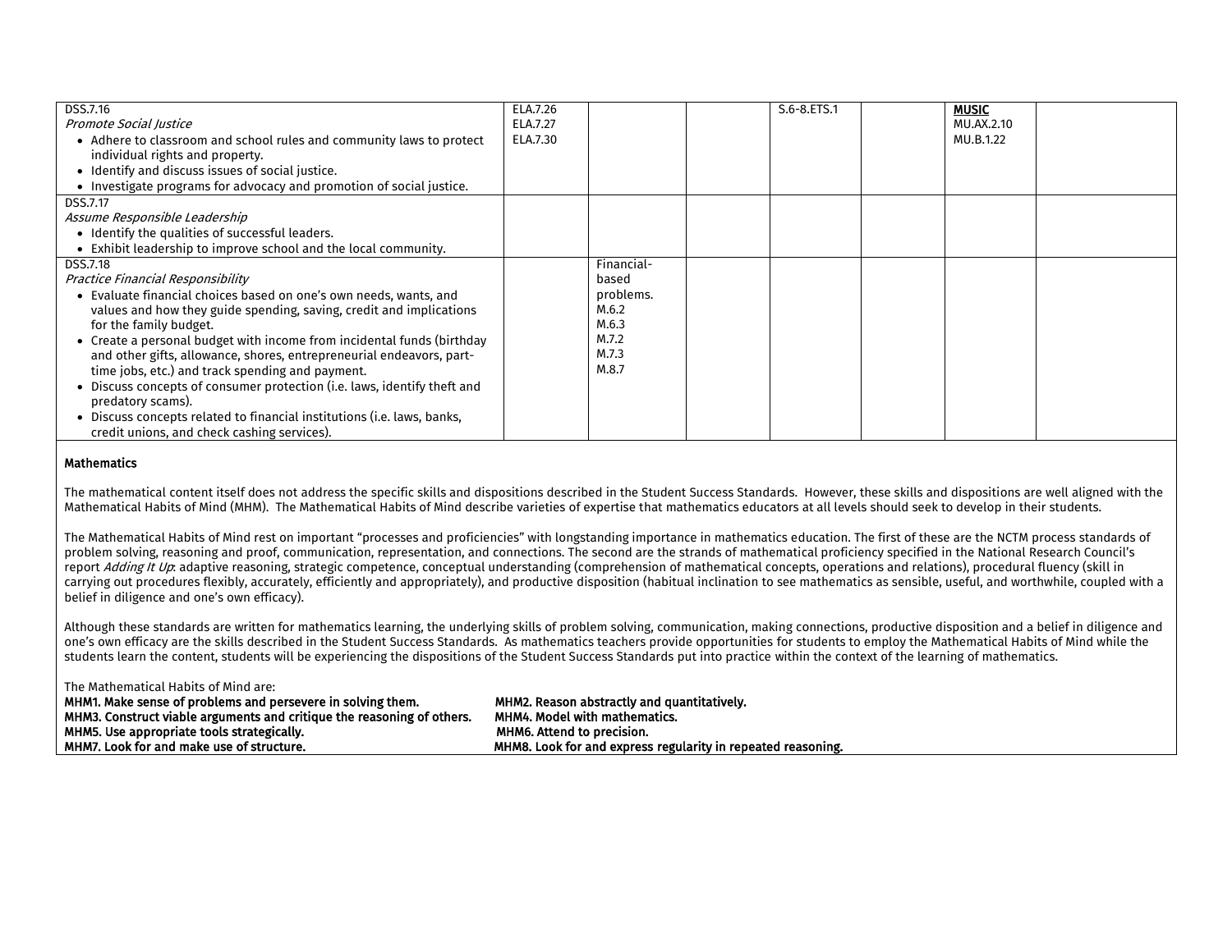| | | | | | | | |
|---|---|---|---|---|---|---|---|
| DSS.7.16<br>*Promote Social Justice*<br>• Adhere to classroom and school rules and community laws to protect individual rights and property.<br>• Identify and discuss issues of social justice.<br>• Investigate programs for advocacy and promotion of social justice. | ELA.7.26<br>ELA.7.27<br>ELA.7.30 | | | S.6-8.ETS.1 | | **MUSIC**<br>MU.AX.2.10<br>MU.B.1.22 | |
| DSS.7.17<br>*Assume Responsible Leadership*<br>• Identify the qualities of successful leaders.<br>• Exhibit leadership to improve school and the local community. | | | | | | | |
| DSS.7.18<br>*Practice Financial Responsibility*<br>• Evaluate financial choices based on one's own needs, wants, and values and how they guide spending, saving, credit and implications for the family budget.<br>• Create a personal budget with income from incidental funds (birthday and other gifts, allowance, shores, entrepreneurial endeavors, part-time jobs, etc.) and track spending and payment.<br>• Discuss concepts of consumer protection (i.e. laws, identify theft and predatory scams).<br>• Discuss concepts related to financial institutions (i.e. laws, banks, credit unions, and check cashing services). | | Financial-based problems.<br>M.6.2<br>M.6.3<br>M.7.2<br>M.7.3<br>M.8.7 | | | | | |

**Mathematics**

The mathematical content itself does not address the specific skills and dispositions described in the Student Success Standards. However, these skills and dispositions are well aligned with the Mathematical Habits of Mind (MHM). The Mathematical Habits of Mind describe varieties of expertise that mathematics educators at all levels should seek to develop in their students.

The Mathematical Habits of Mind rest on important "processes and proficiencies" with longstanding importance in mathematics education. The first of these are the NCTM process standards of problem solving, reasoning and proof, communication, representation, and connections. The second are the strands of mathematical proficiency specified in the National Research Council's report *Adding It Up*: adaptive reasoning, strategic competence, conceptual understanding (comprehension of mathematical concepts, operations and relations), procedural fluency (skill in carrying out procedures flexibly, accurately, efficiently and appropriately), and productive disposition (habitual inclination to see mathematics as sensible, useful, and worthwhile, coupled with a belief in diligence and one's own efficacy).

Although these standards are written for mathematics learning, the underlying skills of problem solving, communication, making connections, productive disposition and a belief in diligence and one's own efficacy are the skills described in the Student Success Standards. As mathematics teachers provide opportunities for students to employ the Mathematical Habits of Mind while the students learn the content, students will be experiencing the dispositions of the Student Success Standards put into practice within the context of the learning of mathematics.

The Mathematical Habits of Mind are:

**MHM1. Make sense of problems and persevere in solving them.**
**MHM2. Reason abstractly and quantitatively.**
**MHM3. Construct viable arguments and critique the reasoning of others.**
**MHM4. Model with mathematics.**
**MHM5. Use appropriate tools strategically.**
**MHM6. Attend to precision.**
**MHM7. Look for and make use of structure.**
**MHM8. Look for and express regularity in repeated reasoning.**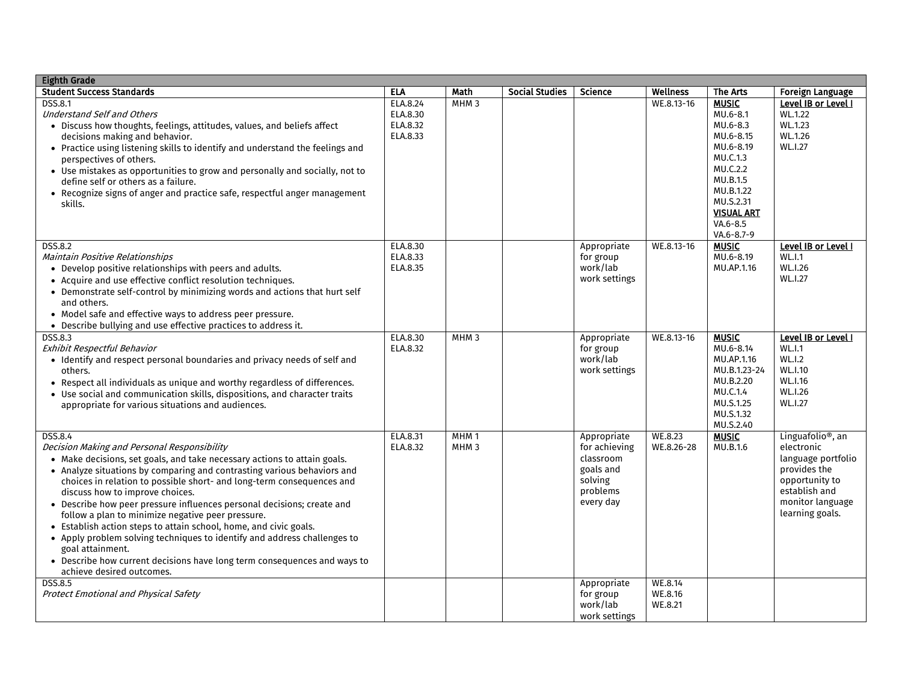| Eighth Grade | | | | | | | |
|---|---|---|---|---|---|---|---|
| **Student Success Standards** | **ELA** | **Math** | **Social Studies** | **Science** | **Wellness** | **The Arts** | **Foreign Language** |
| DSS.8.1<br>*Understand Self and Others*<br>• Discuss how thoughts, feelings, attitudes, values, and beliefs affect decisions making and behavior.<br>• Practice using listening skills to identify and understand the feelings and perspectives of others.<br>• Use mistakes as opportunities to grow and personally and socially, not to define self or others as a failure.<br>• Recognize signs of anger and practice safe, respectful anger management skills. | ELA.8.24<br>ELA.8.30<br>ELA.8.32<br>ELA.8.33 | MHM 3 | | | WE.8.13-16 | **MUSIC**<br>MU.6-8.1<br>MU.6-8.3<br>MU.6-8.15<br>MU.6-8.19<br>MU.C.1.3<br>MU.C.2.2<br>MU.B.1.5<br>MU.B.1.22<br>MU.S.2.31<br>**VISUAL ART**<br>VA.6-8.5<br>VA.6-8.7-9 | **Level IB or Level I**<br>WL.1.22<br>WL.1.23<br>WL.1.26<br>WL.I.27 |
| DSS.8.2<br>*Maintain Positive Relationships*<br>• Develop positive relationships with peers and adults.<br>• Acquire and use effective conflict resolution techniques.<br>• Demonstrate self-control by minimizing words and actions that hurt self and others.<br>• Model safe and effective ways to address peer pressure.<br>• Describe bullying and use effective practices to address it. | ELA.8.30<br>ELA.8.33<br>ELA.8.35 | | | Appropriate for group work/lab work settings | WE.8.13-16 | **MUSIC**<br>MU.6-8.19<br>MU.AP.1.16 | **Level IB or Level I**<br>WL.I.1<br>WL.I.26<br>WL.I.27 |
| DSS.8.3<br>*Exhibit Respectful Behavior*<br>• Identify and respect personal boundaries and privacy needs of self and others.<br>• Respect all individuals as unique and worthy regardless of differences.<br>• Use social and communication skills, dispositions, and character traits appropriate for various situations and audiences. | ELA.8.30<br>ELA.8.32 | MHM 3 | | Appropriate for group work/lab work settings | WE.8.13-16 | **MUSIC**<br>MU.6-8.14<br>MU.AP.1.16<br>MU.B.1.23-24<br>MU.B.2.20<br>MU.C.1.4<br>MU.S.1.25<br>MU.S.1.32<br>MU.S.2.40 | **Level IB or Level I**<br>WL.I.1<br>WL.I.2<br>WL.I.10<br>WL.I.16<br>WL.I.26<br>WL.I.27 |
| DSS.8.4<br>*Decision Making and Personal Responsibility*<br>• Make decisions, set goals, and take necessary actions to attain goals.<br>• Analyze situations by comparing and contrasting various behaviors and choices in relation to possible short- and long-term consequences and discuss how to improve choices.<br>• Describe how peer pressure influences personal decisions; create and follow a plan to minimize negative peer pressure.<br>• Establish action steps to attain school, home, and civic goals.<br>• Apply problem solving techniques to identify and address challenges to goal attainment.<br>• Describe how current decisions have long term consequences and ways to achieve desired outcomes. | ELA.8.31<br>ELA.8.32 | MHM 1<br>MHM 3 | | Appropriate for achieving classroom goals and solving problems every day | WE.8.23<br>WE.8.26-28 | **MUSIC**<br>MU.B.1.6 | Linguafolio®, an electronic language portfolio provides the opportunity to establish and monitor language learning goals. |
| DSS.8.5<br>*Protect Emotional and Physical Safety* | | | | Appropriate for group work/lab work settings | WE.8.14<br>WE.8.16<br>WE.8.21 | | |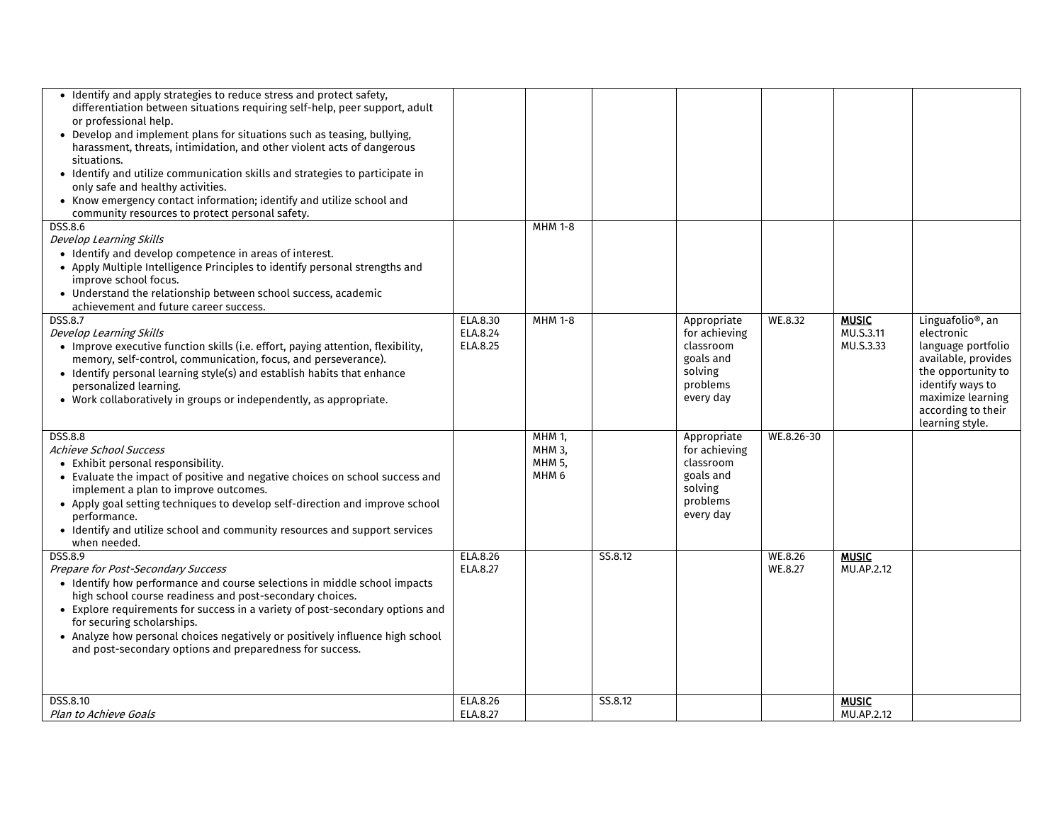| | | | | | | | |
|---|---|---|---|---|---|---|---|
| • Identify and apply strategies to reduce stress and protect safety, differentiation between situations requiring self-help, peer support, adult or professional help.<br>• Develop and implement plans for situations such as teasing, bullying, harassment, threats, intimidation, and other violent acts of dangerous situations.<br>• Identify and utilize communication skills and strategies to participate in only safe and healthy activities.<br>• Know emergency contact information; identify and utilize school and community resources to protect personal safety. | | | | | | | |
| DSS.8.6<br>*Develop Learning Skills*<br>• Identify and develop competence in areas of interest.<br>• Apply Multiple Intelligence Principles to identify personal strengths and improve school focus.<br>• Understand the relationship between school success, academic achievement and future career success. | | MHM 1-8 | | | | | |
| DSS.8.7<br>*Develop Learning Skills*<br>• Improve executive function skills (i.e. effort, paying attention, flexibility, memory, self-control, communication, focus, and perseverance).<br>• Identify personal learning style(s) and establish habits that enhance personalized learning.<br>• Work collaboratively in groups or independently, as appropriate. | ELA.8.30<br>ELA.8.24<br>ELA.8.25 | MHM 1-8 | | Appropriate for achieving classroom goals and solving problems every day | WE.8.32 | **MUSIC**<br>MU.S.3.11<br>MU.S.3.33 | Linguafolio®, an electronic language portfolio available, provides the opportunity to identify ways to maximize learning according to their learning style. |
| DSS.8.8<br>*Achieve School Success*<br>• Exhibit personal responsibility.<br>• Evaluate the impact of positive and negative choices on school success and implement a plan to improve outcomes.<br>• Apply goal setting techniques to develop self-direction and improve school performance.<br>• Identify and utilize school and community resources and support services when needed. | | MHM 1,<br>MHM 3,<br>MHM 5,<br>MHM 6 | | Appropriate for achieving classroom goals and solving problems every day | WE.8.26-30 | | |
| DSS.8.9<br>*Prepare for Post-Secondary Success*<br>• Identify how performance and course selections in middle school impacts high school course readiness and post-secondary choices.<br>• Explore requirements for success in a variety of post-secondary options and for securing scholarships.<br>• Analyze how personal choices negatively or positively influence high school and post-secondary options and preparedness for success. | ELA.8.26<br>ELA.8.27 | | SS.8.12 | | WE.8.26<br>WE.8.27 | **MUSIC**<br>MU.AP.2.12 | |
| DSS.8.10<br>*Plan to Achieve Goals* | ELA.8.26<br>ELA.8.27 | | SS.8.12 | | | **MUSIC**<br>MU.AP.2.12 | |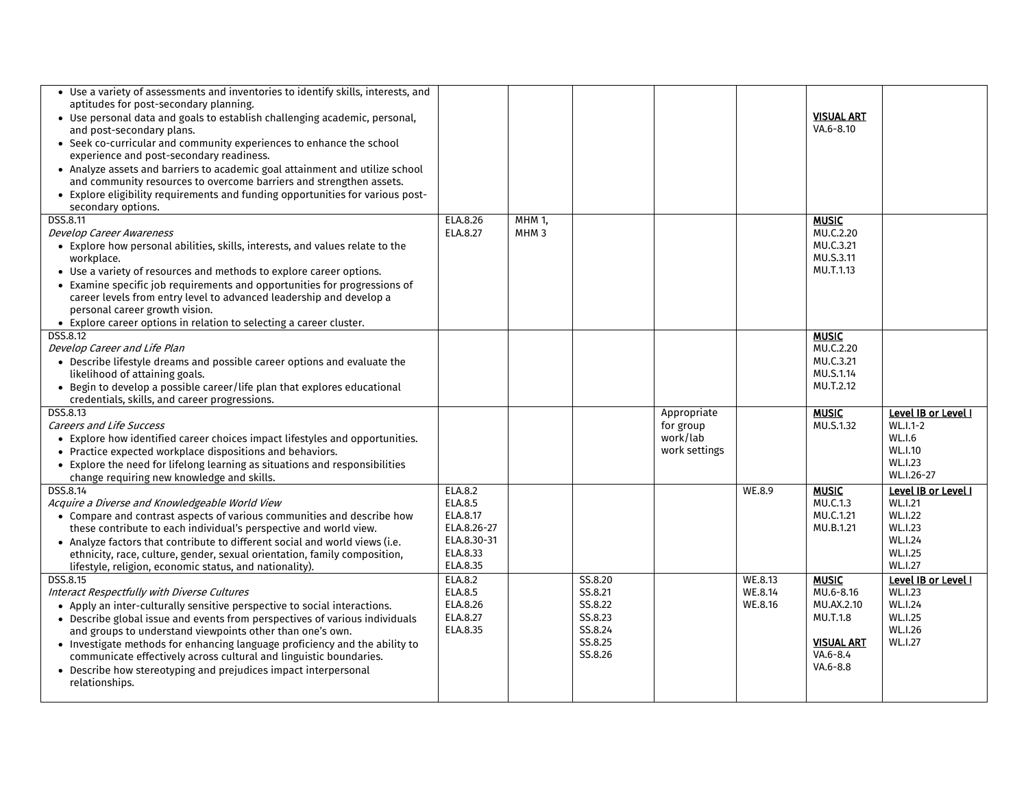| | | | | | | | |
|---|---|---|---|---|---|---|---|
| • Use a variety of assessments and inventories to identify skills, interests, and aptitudes for post-secondary planning.<br>• Use personal data and goals to establish challenging academic, personal, and post-secondary plans.<br>• Seek co-curricular and community experiences to enhance the school experience and post-secondary readiness.<br>• Analyze assets and barriers to academic goal attainment and utilize school and community resources to overcome barriers and strengthen assets.<br>• Explore eligibility requirements and funding opportunities for various post-secondary options. | | | | | | **VISUAL ART**<br>VA.6-8.10 | |
| DSS.8.11<br>*Develop Career Awareness*<br>• Explore how personal abilities, skills, interests, and values relate to the workplace.<br>• Use a variety of resources and methods to explore career options.<br>• Examine specific job requirements and opportunities for progressions of career levels from entry level to advanced leadership and develop a personal career growth vision.<br>• Explore career options in relation to selecting a career cluster. | ELA.8.26<br>ELA.8.27 | MHM 1,<br>MHM 3 | | | | **MUSIC**<br>MU.C.2.20<br>MU.C.3.21<br>MU.S.3.11<br>MU.T.1.13 | |
| DSS.8.12<br>*Develop Career and Life Plan*<br>• Describe lifestyle dreams and possible career options and evaluate the likelihood of attaining goals.<br>• Begin to develop a possible career/life plan that explores educational credentials, skills, and career progressions. | | | | | | **MUSIC**<br>MU.C.2.20<br>MU.C.3.21<br>MU.S.1.14<br>MU.T.2.12 | |
| DSS.8.13<br>*Careers and Life Success*<br>• Explore how identified career choices impact lifestyles and opportunities.<br>• Practice expected workplace dispositions and behaviors.<br>• Explore the need for lifelong learning as situations and responsibilities change requiring new knowledge and skills. | | | | Appropriate for group work/lab work settings | | **MUSIC**<br>MU.S.1.32 | **Level IB or Level I**<br>WL.I.1-2<br>WL.I.6<br>WL.I.10<br>WL.I.23<br>WL.I.26-27 |
| DSS.8.14<br>*Acquire a Diverse and Knowledgeable World View*<br>• Compare and contrast aspects of various communities and describe how these contribute to each individual's perspective and world view.<br>• Analyze factors that contribute to different social and world views (i.e. ethnicity, race, culture, gender, sexual orientation, family composition, lifestyle, religion, economic status, and nationality). | ELA.8.2<br>ELA.8.5<br>ELA.8.17<br>ELA.8.26-27<br>ELA.8.30-31<br>ELA.8.33<br>ELA.8.35 | | | | WE.8.9 | **MUSIC**<br>MU.C.1.3<br>MU.C.1.21<br>MU.B.1.21 | **Level IB or Level I**<br>WL.I.21<br>WL.I.22<br>WL.I.23<br>WL.I.24<br>WL.I.25<br>WL.I.27 |
| DSS.8.15<br>*Interact Respectfully with Diverse Cultures*<br>• Apply an inter-culturally sensitive perspective to social interactions.<br>• Describe global issue and events from perspectives of various individuals and groups to understand viewpoints other than one's own.<br>• Investigate methods for enhancing language proficiency and the ability to communicate effectively across cultural and linguistic boundaries.<br>• Describe how stereotyping and prejudices impact interpersonal relationships. | ELA.8.2<br>ELA.8.5<br>ELA.8.26<br>ELA.8.27<br>ELA.8.35 | | SS.8.20<br>SS.8.21<br>SS.8.22<br>SS.8.23<br>SS.8.24<br>SS.8.25<br>SS.8.26 | | WE.8.13<br>WE.8.14<br>WE.8.16 | **MUSIC**<br>MU.6-8.16<br>MU.AX.2.10<br>MU.T.1.8<br><br>**VISUAL ART**<br>VA.6-8.4<br>VA.6-8.8 | **Level IB or Level I**<br>WL.I.23<br>WL.I.24<br>WL.I.25<br>WL.I.26<br>WL.I.27 |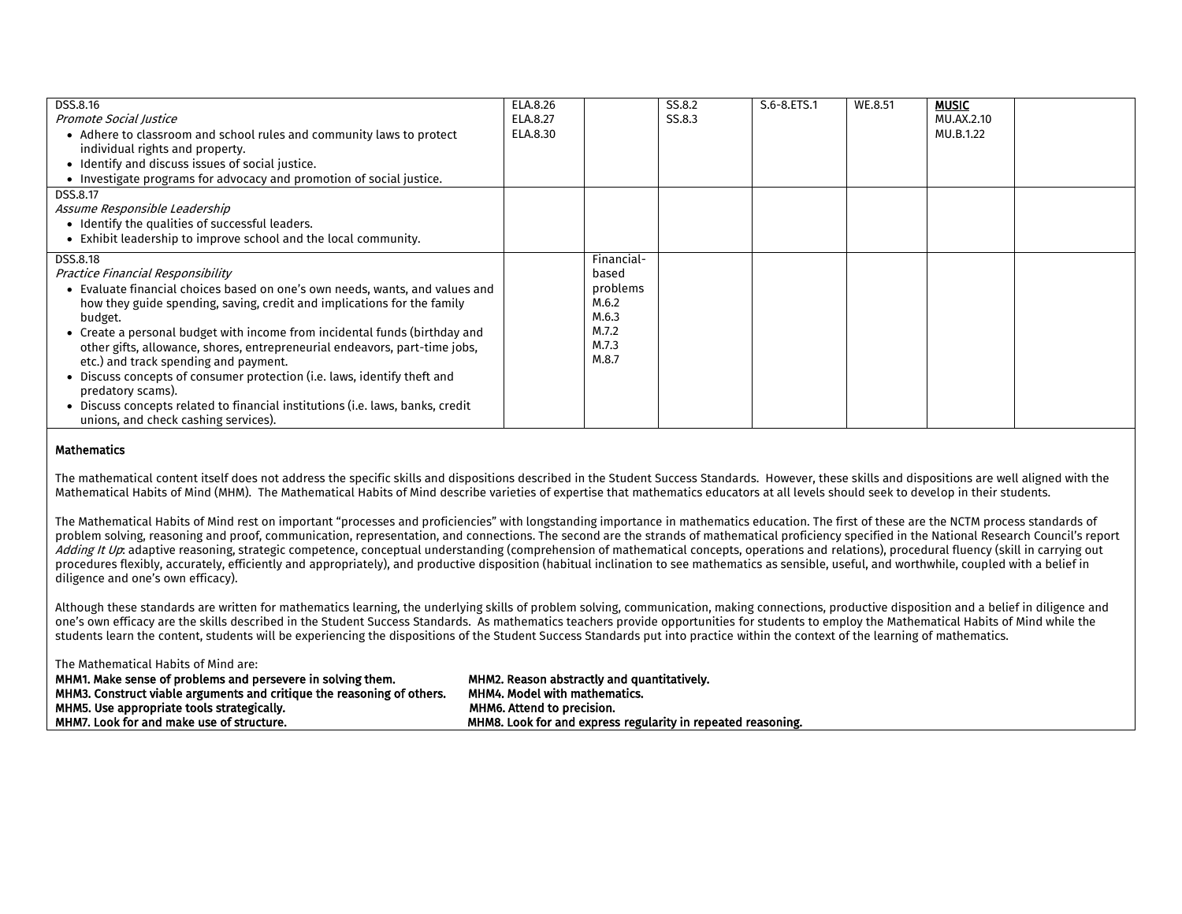| | | | | | | | |
|---|---|---|---|---|---|---|---|
| DSS.8.16<br>*Promote Social Justice*<br>• Adhere to classroom and school rules and community laws to protect individual rights and property.<br>• Identify and discuss issues of social justice.<br>• Investigate programs for advocacy and promotion of social justice. | ELA.8.26<br>ELA.8.27<br>ELA.8.30 | | SS.8.2<br>SS.8.3 | S.6-8.ETS.1 | WE.8.51 | **MUSIC**<br>MU.AX.2.10<br>MU.B.1.22 | |
| DSS.8.17<br>*Assume Responsible Leadership*<br>• Identify the qualities of successful leaders.<br>• Exhibit leadership to improve school and the local community. | | | | | | | |
| DSS.8.18<br>*Practice Financial Responsibility*<br>• Evaluate financial choices based on one's own needs, wants, and values and how they guide spending, saving, credit and implications for the family budget.<br>• Create a personal budget with income from incidental funds (birthday and other gifts, allowance, shores, entrepreneurial endeavors, part-time jobs, etc.) and track spending and payment.<br>• Discuss concepts of consumer protection (i.e. laws, identify theft and predatory scams).<br>• Discuss concepts related to financial institutions (i.e. laws, banks, credit unions, and check cashing services). | | Financial-based problems<br>M.6.2<br>M.6.3<br>M.7.2<br>M.7.3<br>M.8.7 | | | | | |

**Mathematics**

The mathematical content itself does not address the specific skills and dispositions described in the Student Success Standards. However, these skills and dispositions are well aligned with the Mathematical Habits of Mind (MHM). The Mathematical Habits of Mind describe varieties of expertise that mathematics educators at all levels should seek to develop in their students.

The Mathematical Habits of Mind rest on important "processes and proficiencies" with longstanding importance in mathematics education. The first of these are the NCTM process standards of problem solving, reasoning and proof, communication, representation, and connections. The second are the strands of mathematical proficiency specified in the National Research Council's report *Adding It Up*: adaptive reasoning, strategic competence, conceptual understanding (comprehension of mathematical concepts, operations and relations), procedural fluency (skill in carrying out procedures flexibly, accurately, efficiently and appropriately), and productive disposition (habitual inclination to see mathematics as sensible, useful, and worthwhile, coupled with a belief in diligence and one's own efficacy).

Although these standards are written for mathematics learning, the underlying skills of problem solving, communication, making connections, productive disposition and a belief in diligence and one's own efficacy are the skills described in the Student Success Standards. As mathematics teachers provide opportunities for students to employ the Mathematical Habits of Mind while the students learn the content, students will be experiencing the dispositions of the Student Success Standards put into practice within the context of the learning of mathematics.

The Mathematical Habits of Mind are:

**MHM1. Make sense of problems and persevere in solving them.**
**MHM2. Reason abstractly and quantitatively.**
**MHM3. Construct viable arguments and critique the reasoning of others.**
**MHM4. Model with mathematics.**
**MHM5. Use appropriate tools strategically.**
**MHM6. Attend to precision.**
**MHM7. Look for and make use of structure.**
**MHM8. Look for and express regularity in repeated reasoning.**